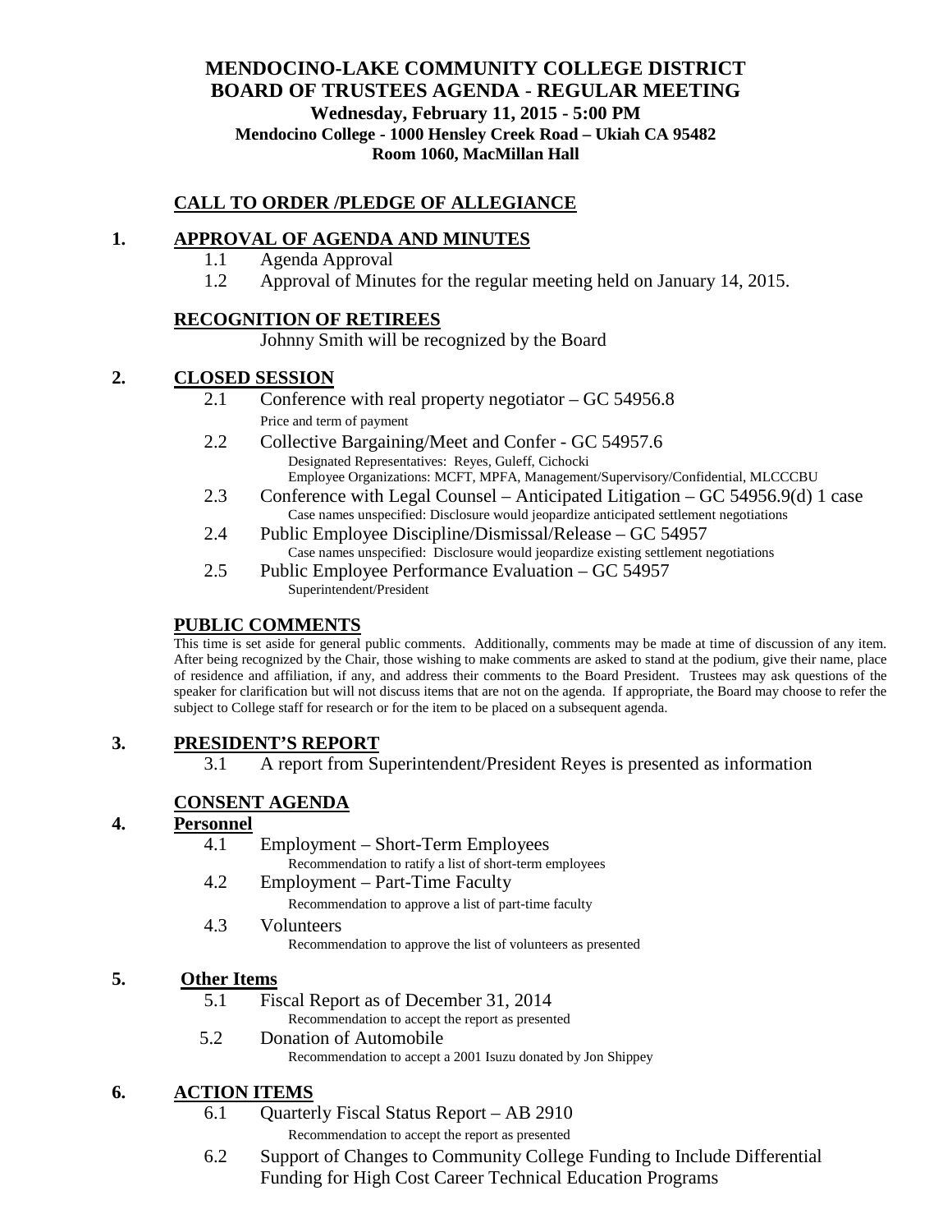# MENDOCINO-LAKE COMMUNITY COLLEGE DISTRICT
## BOARD OF TRUSTEES AGENDA - REGULAR MEETING

**Wednesday, February 11, 2015 - 5:00 PM**
**Mendocino College - 1000 Hensley Creek Road – Ukiah CA 95482**
**Room 1060, MacMillan Hall**

## CALL TO ORDER /PLEDGE OF ALLEGIANCE

## 1. APPROVAL OF AGENDA AND MINUTES

- 1.1 Agenda Approval
- 1.2 Approval of Minutes for the regular meeting held on January 14, 2015.

## RECOGNITION OF RETIREES

Johnny Smith will be recognized by the Board

## 2. CLOSED SESSION

- 2.1 Conference with real property negotiator – GC 54956.8
  Price and term of payment
- 2.2 Collective Bargaining/Meet and Confer - GC 54957.6
  Designated Representatives: Reyes, Guleff, Cichocki
  Employee Organizations: MCFT, MPFA, Management/Supervisory/Confidential, MLCCCBU
- 2.3 Conference with Legal Counsel – Anticipated Litigation – GC 54956.9(d) 1 case
  Case names unspecified: Disclosure would jeopardize anticipated settlement negotiations
- 2.4 Public Employee Discipline/Dismissal/Release – GC 54957
  Case names unspecified: Disclosure would jeopardize existing settlement negotiations
- 2.5 Public Employee Performance Evaluation – GC 54957
  Superintendent/President

## PUBLIC COMMENTS

This time is set aside for general public comments. Additionally, comments may be made at time of discussion of any item. After being recognized by the Chair, those wishing to make comments are asked to stand at the podium, give their name, place of residence and affiliation, if any, and address their comments to the Board President. Trustees may ask questions of the speaker for clarification but will not discuss items that are not on the agenda. If appropriate, the Board may choose to refer the subject to College staff for research or for the item to be placed on a subsequent agenda.

## 3. PRESIDENT'S REPORT

- 3.1 A report from Superintendent/President Reyes is presented as information

## CONSENT AGENDA

## 4. Personnel

- 4.1 Employment – Short-Term Employees
  Recommendation to ratify a list of short-term employees
- 4.2 Employment – Part-Time Faculty
  Recommendation to approve a list of part-time faculty
- 4.3 Volunteers
  Recommendation to approve the list of volunteers as presented

## 5. Other Items

- 5.1 Fiscal Report as of December 31, 2014
  Recommendation to accept the report as presented
- 5.2 Donation of Automobile
  Recommendation to accept a 2001 Isuzu donated by Jon Shippey

## 6. ACTION ITEMS

- 6.1 Quarterly Fiscal Status Report – AB 2910
  Recommendation to accept the report as presented
- 6.2 Support of Changes to Community College Funding to Include Differential Funding for High Cost Career Technical Education Programs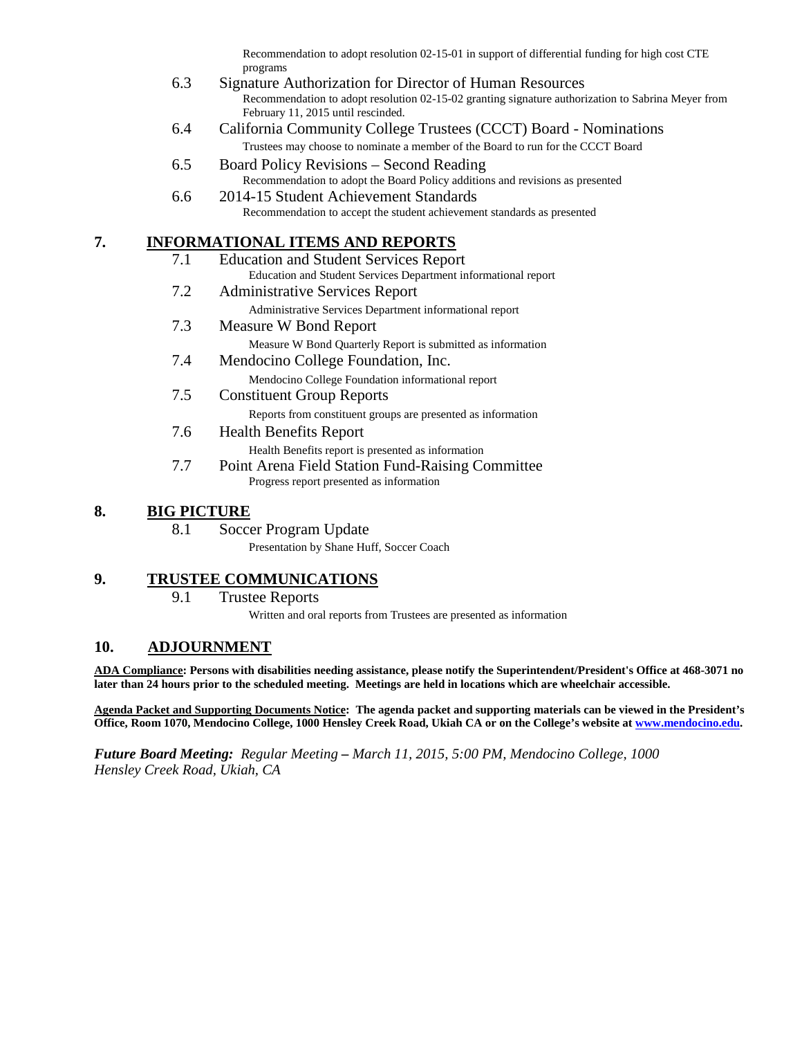Recommendation to adopt resolution 02-15-01 in support of differential funding for high cost CTE programs

6.3 Signature Authorization for Director of Human Resources
Recommendation to adopt resolution 02-15-02 granting signature authorization to Sabrina Meyer from February 11, 2015 until rescinded.

6.4 California Community College Trustees (CCCT) Board - Nominations
Trustees may choose to nominate a member of the Board to run for the CCCT Board

6.5 Board Policy Revisions – Second Reading
Recommendation to adopt the Board Policy additions and revisions as presented

6.6 2014-15 Student Achievement Standards
Recommendation to accept the student achievement standards as presented

## 7. INFORMATIONAL ITEMS AND REPORTS

7.1 Education and Student Services Report
Education and Student Services Department informational report

7.2 Administrative Services Report
Administrative Services Department informational report

7.3 Measure W Bond Report
Measure W Bond Quarterly Report is submitted as information

7.4 Mendocino College Foundation, Inc.
Mendocino College Foundation informational report

7.5 Constituent Group Reports
Reports from constituent groups are presented as information

7.6 Health Benefits Report
Health Benefits report is presented as information

7.7 Point Arena Field Station Fund-Raising Committee
Progress report presented as information

## 8. BIG PICTURE

8.1 Soccer Program Update
Presentation by Shane Huff, Soccer Coach

## 9. TRUSTEE COMMUNICATIONS

9.1 Trustee Reports
Written and oral reports from Trustees are presented as information

## 10. ADJOURNMENT

**ADA Compliance: Persons with disabilities needing assistance, please notify the Superintendent/President's Office at 468-3071 no later than 24 hours prior to the scheduled meeting. Meetings are held in locations which are wheelchair accessible.**

**Agenda Packet and Supporting Documents Notice: The agenda packet and supporting materials can be viewed in the President's Office, Room 1070, Mendocino College, 1000 Hensley Creek Road, Ukiah CA or on the College's website at www.mendocino.edu.**

***Future Board Meeting:*** *Regular Meeting – March 11, 2015, 5:00 PM, Mendocino College, 1000 Hensley Creek Road, Ukiah, CA*